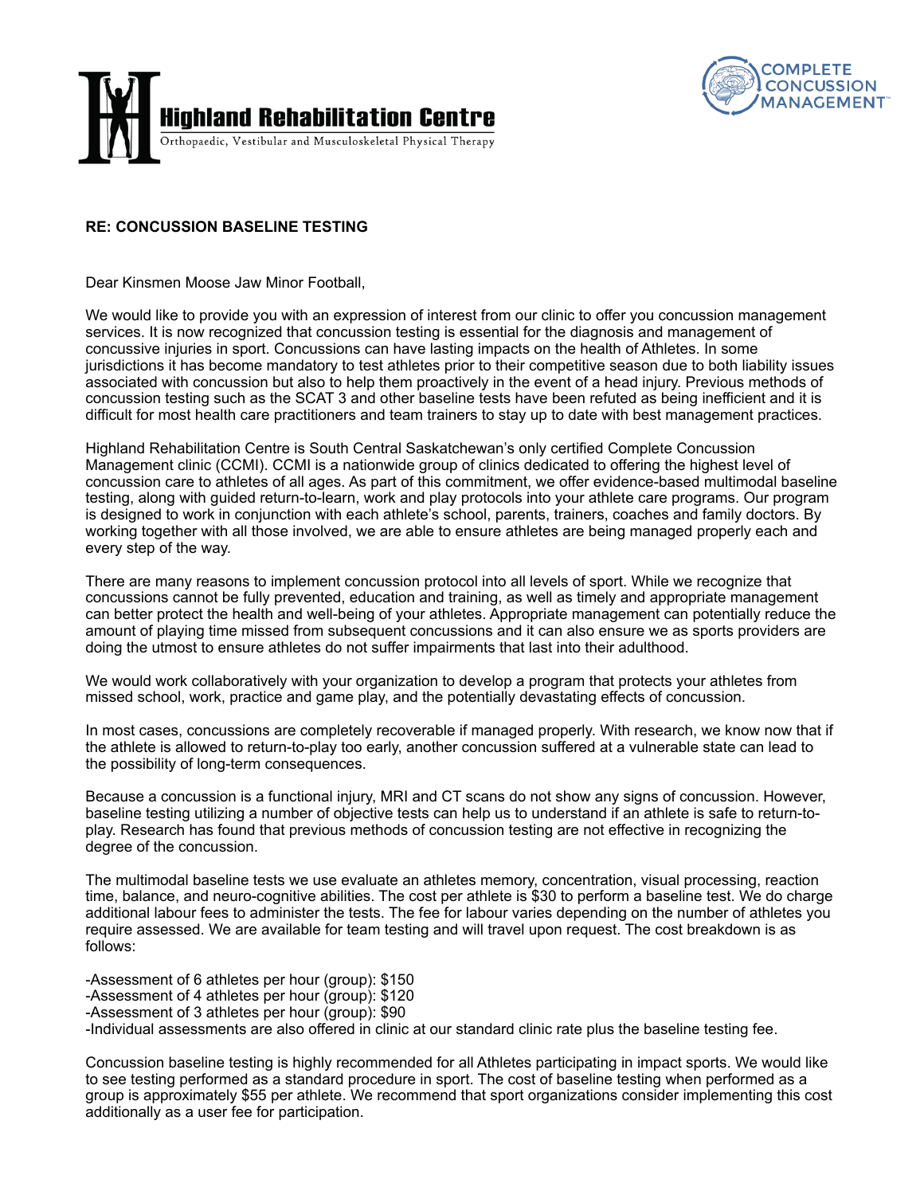**Highland Rehabilitation Centre**

Orthopaedic, Vestibular and Musculoskeletal Physical Therapy

COMPLETE CONCUSSION MANAGEMENT™

**RE: CONCUSSION BASELINE TESTING**

Dear Kinsmen Moose Jaw Minor Football,

We would like to provide you with an expression of interest from our clinic to offer you concussion management services. It is now recognized that concussion testing is essential for the diagnosis and management of concussive injuries in sport. Concussions can have lasting impacts on the health of Athletes. In some jurisdictions it has become mandatory to test athletes prior to their competitive season due to both liability issues associated with concussion but also to help them proactively in the event of a head injury. Previous methods of concussion testing such as the SCAT 3 and other baseline tests have been refuted as being inefficient and it is difficult for most health care practitioners and team trainers to stay up to date with best management practices.

Highland Rehabilitation Centre is South Central Saskatchewan's only certified Complete Concussion Management clinic (CCMI). CCMI is a nationwide group of clinics dedicated to offering the highest level of concussion care to athletes of all ages. As part of this commitment, we offer evidence-based multimodal baseline testing, along with guided return-to-learn, work and play protocols into your athlete care programs. Our program is designed to work in conjunction with each athlete's school, parents, trainers, coaches and family doctors. By working together with all those involved, we are able to ensure athletes are being managed properly each and every step of the way.

There are many reasons to implement concussion protocol into all levels of sport. While we recognize that concussions cannot be fully prevented, education and training, as well as timely and appropriate management can better protect the health and well-being of your athletes. Appropriate management can potentially reduce the amount of playing time missed from subsequent concussions and it can also ensure we as sports providers are doing the utmost to ensure athletes do not suffer impairments that last into their adulthood.

We would work collaboratively with your organization to develop a program that protects your athletes from missed school, work, practice and game play, and the potentially devastating effects of concussion.

In most cases, concussions are completely recoverable if managed properly. With research, we know now that if the athlete is allowed to return-to-play too early, another concussion suffered at a vulnerable state can lead to the possibility of long-term consequences.

Because a concussion is a functional injury, MRI and CT scans do not show any signs of concussion. However, baseline testing utilizing a number of objective tests can help us to understand if an athlete is safe to return-to-play. Research has found that previous methods of concussion testing are not effective in recognizing the degree of the concussion.

The multimodal baseline tests we use evaluate an athletes memory, concentration, visual processing, reaction time, balance, and neuro-cognitive abilities. The cost per athlete is $30 to perform a baseline test. We do charge additional labour fees to administer the tests. The fee for labour varies depending on the number of athletes you require assessed. We are available for team testing and will travel upon request. The cost breakdown is as follows:

-Assessment of 6 athletes per hour (group): $150
-Assessment of 4 athletes per hour (group): $120
-Assessment of 3 athletes per hour (group): $90
-Individual assessments are also offered in clinic at our standard clinic rate plus the baseline testing fee.

Concussion baseline testing is highly recommended for all Athletes participating in impact sports. We would like to see testing performed as a standard procedure in sport. The cost of baseline testing when performed as a group is approximately $55 per athlete. We recommend that sport organizations consider implementing this cost additionally as a user fee for participation.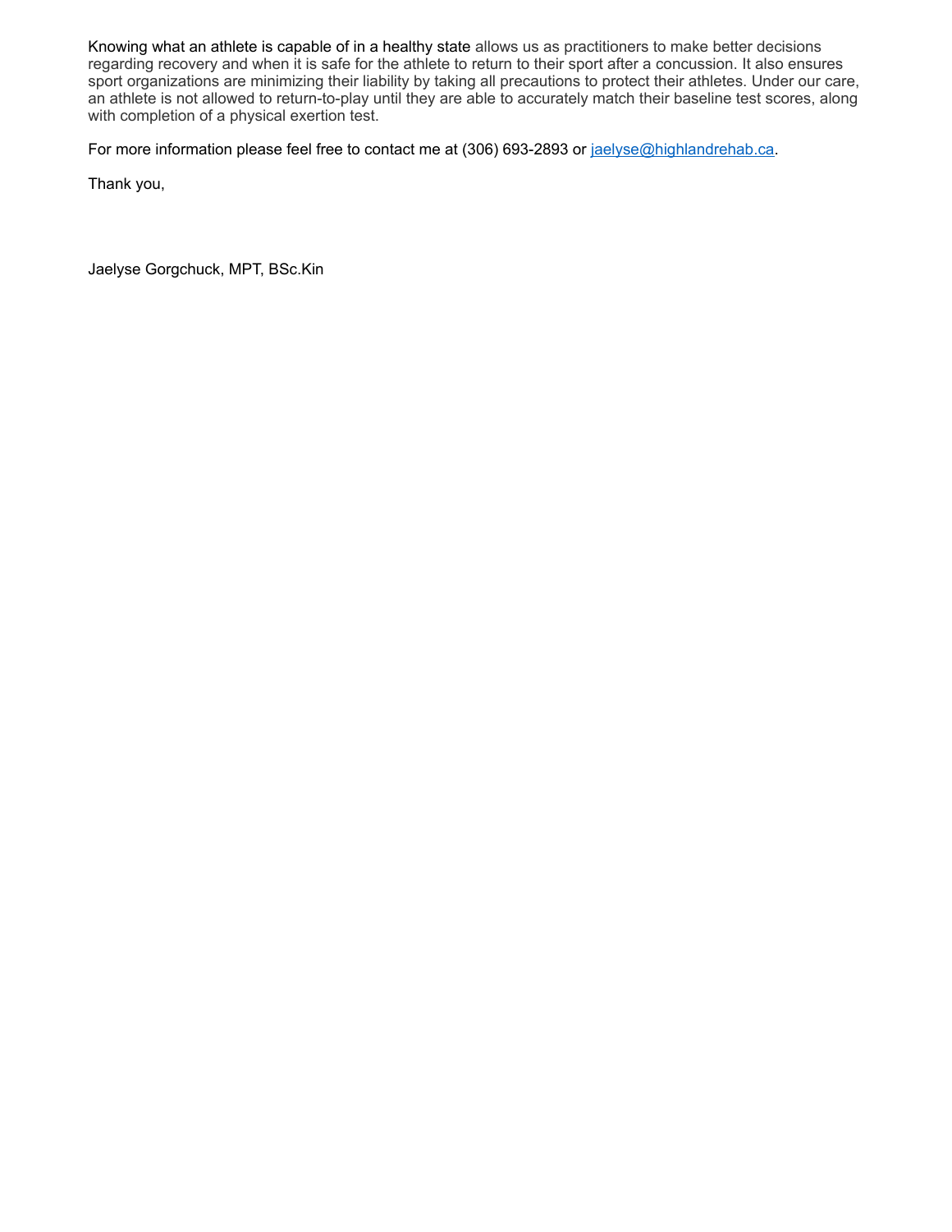Knowing what an athlete is capable of in a healthy state allows us as practitioners to make better decisions regarding recovery and when it is safe for the athlete to return to their sport after a concussion. It also ensures sport organizations are minimizing their liability by taking all precautions to protect their athletes. Under our care, an athlete is not allowed to return-to-play until they are able to accurately match their baseline test scores, along with completion of a physical exertion test.

For more information please feel free to contact me at (306) 693-2893 or jaelyse@highlandrehab.ca.

Thank you,

Jaelyse Gorgchuck, MPT, BSc.Kin